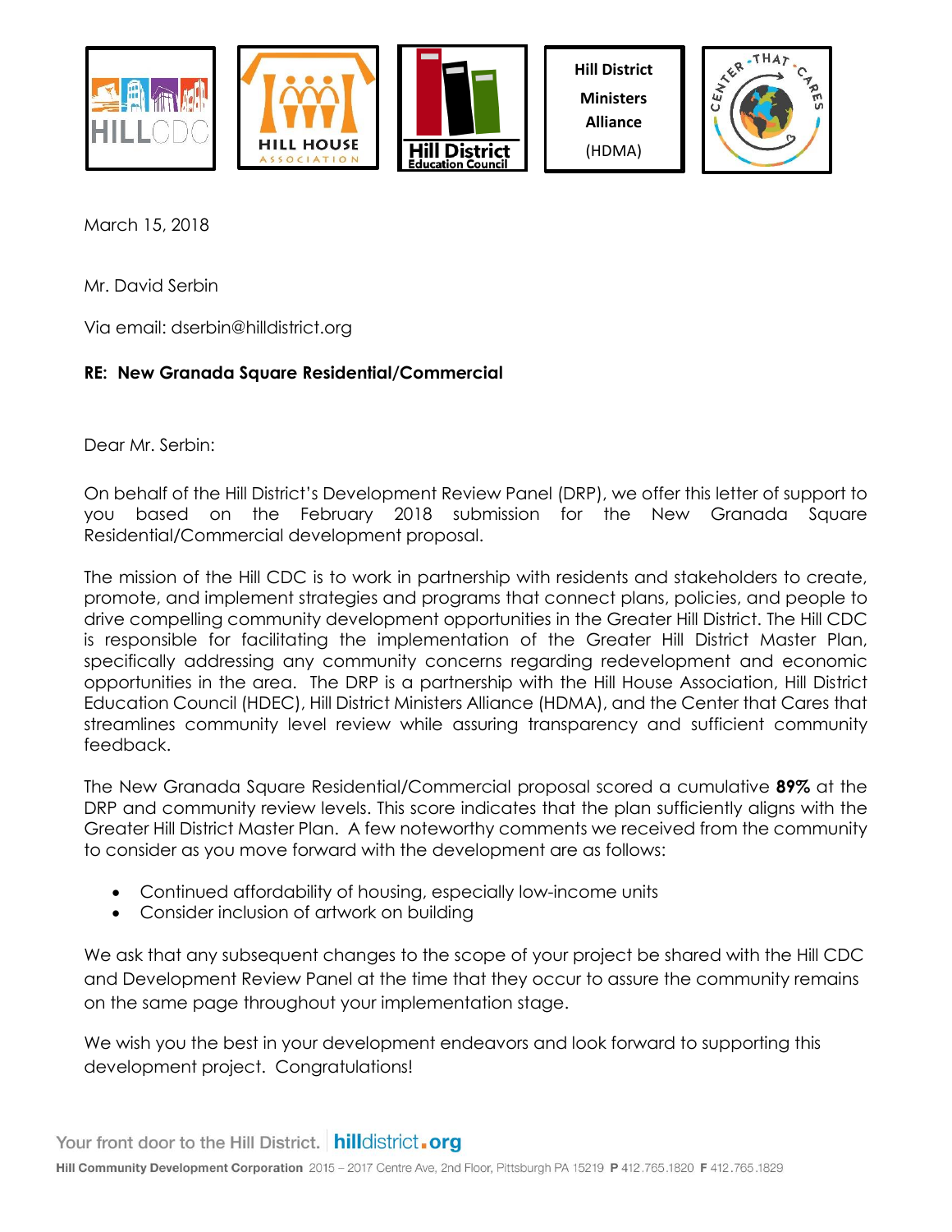Hill District Ministers Alliance (HDMA)

March 15, 2018

Mr. David Serbin

Via email: dserbin@hilldistrict.org

**RE: New Granada Square Residential/Commercial**

Dear Mr. Serbin:

On behalf of the Hill District's Development Review Panel (DRP), we offer this letter of support to you based on the February 2018 submission for the New Granada Square Residential/Commercial development proposal.

The mission of the Hill CDC is to work in partnership with residents and stakeholders to create, promote, and implement strategies and programs that connect plans, policies, and people to drive compelling community development opportunities in the Greater Hill District. The Hill CDC is responsible for facilitating the implementation of the Greater Hill District Master Plan, specifically addressing any community concerns regarding redevelopment and economic opportunities in the area. The DRP is a partnership with the Hill House Association, Hill District Education Council (HDEC), Hill District Ministers Alliance (HDMA), and the Center that Cares that streamlines community level review while assuring transparency and sufficient community feedback.

The New Granada Square Residential/Commercial proposal scored a cumulative **89%** at the DRP and community review levels. This score indicates that the plan sufficiently aligns with the Greater Hill District Master Plan. A few noteworthy comments we received from the community to consider as you move forward with the development are as follows:

- Continued affordability of housing, especially low-income units
- Consider inclusion of artwork on building

We ask that any subsequent changes to the scope of your project be shared with the Hill CDC and Development Review Panel at the time that they occur to assure the community remains on the same page throughout your implementation stage.

We wish you the best in your development endeavors and look forward to supporting this development project. Congratulations!

Your front door to the Hill District. hilldistrict.org

Hill Community Development Corporation 2015 – 2017 Centre Ave, 2nd Floor, Pittsburgh PA 15219 P 412.765.1820 F 412.765.1829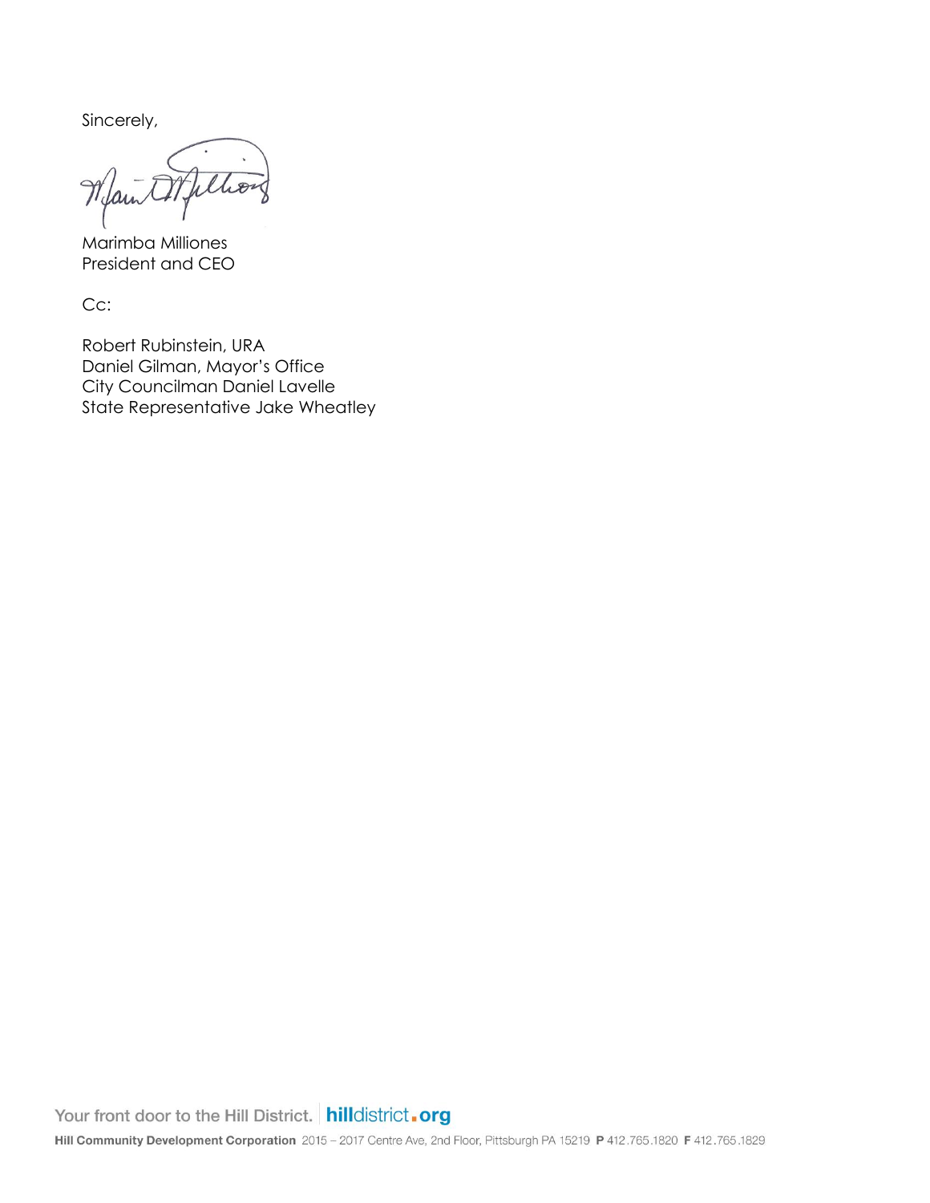Sincerely,

Marimba Milliones
President and CEO

Cc:

Robert Rubinstein, URA
Daniel Gilman, Mayor's Office
City Councilman Daniel Lavelle
State Representative Jake Wheatley